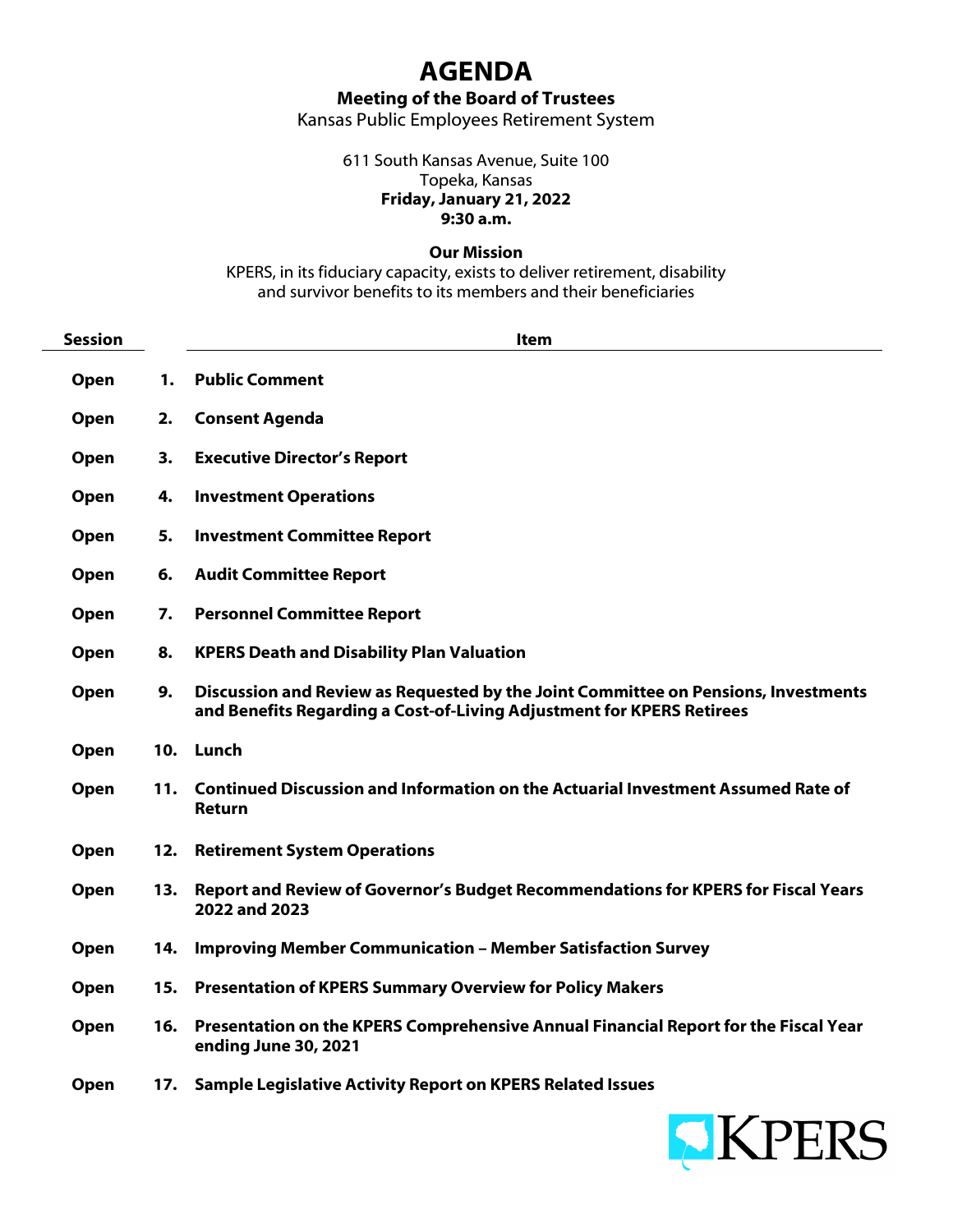# AGENDA

**Meeting of the Board of Trustees**

Kansas Public Employees Retirement System

611 South Kansas Avenue, Suite 100
Topeka, Kansas
**Friday, January 21, 2022**
**9:30 a.m.**

**Our Mission**

KPERS, in its fiduciary capacity, exists to deliver retirement, disability and survivor benefits to its members and their beneficiaries

| Session | | Item |
|---|---|---|
| **Open** | **1.** | **Public Comment** |
| **Open** | **2.** | **Consent Agenda** |
| **Open** | **3.** | **Executive Director's Report** |
| **Open** | **4.** | **Investment Operations** |
| **Open** | **5.** | **Investment Committee Report** |
| **Open** | **6.** | **Audit Committee Report** |
| **Open** | **7.** | **Personnel Committee Report** |
| **Open** | **8.** | **KPERS Death and Disability Plan Valuation** |
| **Open** | **9.** | **Discussion and Review as Requested by the Joint Committee on Pensions, Investments and Benefits Regarding a Cost-of-Living Adjustment for KPERS Retirees** |
| **Open** | **10.** | **Lunch** |
| **Open** | **11.** | **Continued Discussion and Information on the Actuarial Investment Assumed Rate of Return** |
| **Open** | **12.** | **Retirement System Operations** |
| **Open** | **13.** | **Report and Review of Governor's Budget Recommendations for KPERS for Fiscal Years 2022 and 2023** |
| **Open** | **14.** | **Improving Member Communication – Member Satisfaction Survey** |
| **Open** | **15.** | **Presentation of KPERS Summary Overview for Policy Makers** |
| **Open** | **16.** | **Presentation on the KPERS Comprehensive Annual Financial Report for the Fiscal Year ending June 30, 2021** |
| **Open** | **17.** | **Sample Legislative Activity Report on KPERS Related Issues** |

KPERS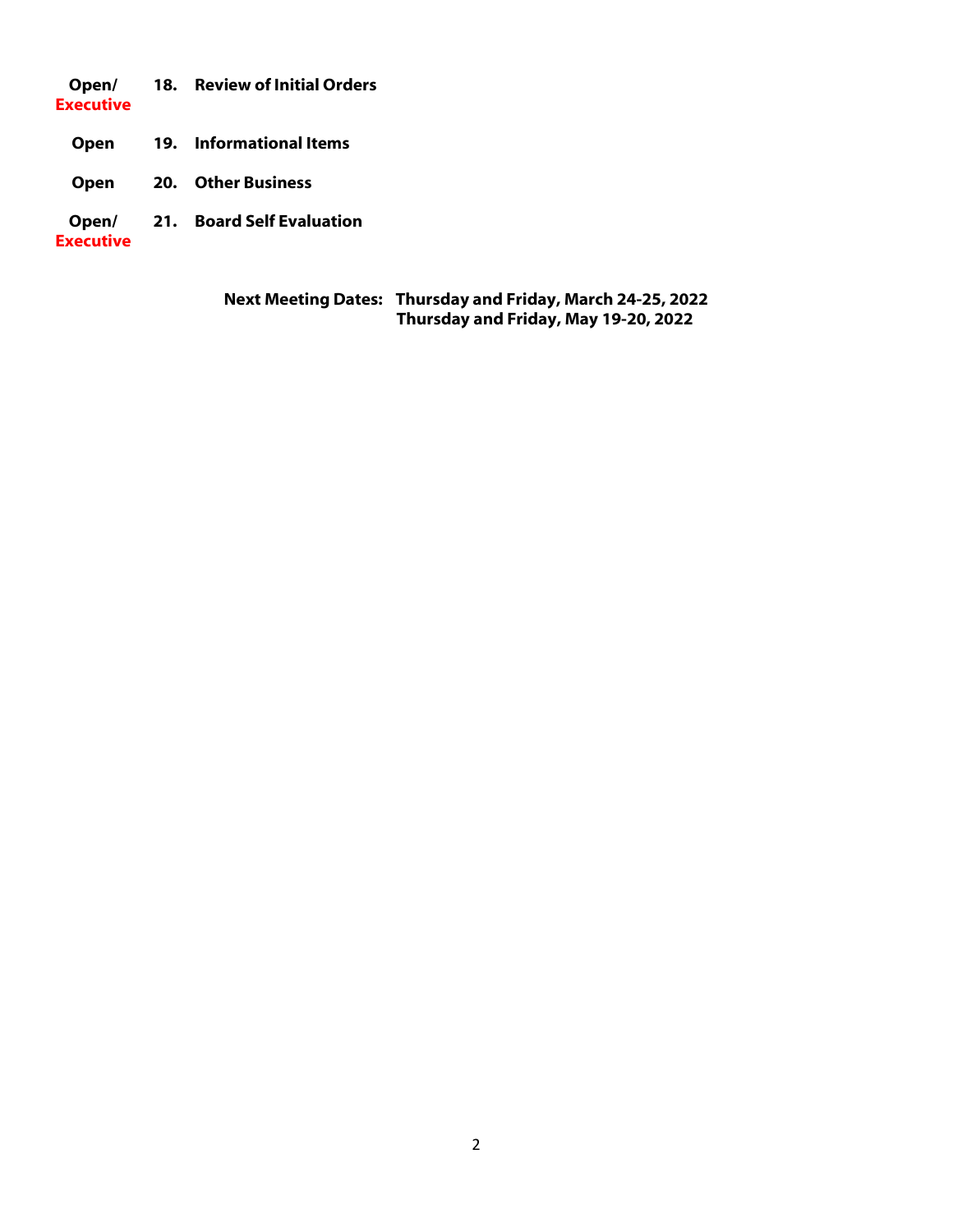| | | |
|---|---|---|
| **Open/ Executive** | **18.** | **Review of Initial Orders** |
| **Open** | **19.** | **Informational Items** |
| **Open** | **20.** | **Other Business** |
| **Open/ Executive** | **21.** | **Board Self Evaluation** |

**Next Meeting Dates: Thursday and Friday, March 24-25, 2022**
**Thursday and Friday, May 19-20, 2022**